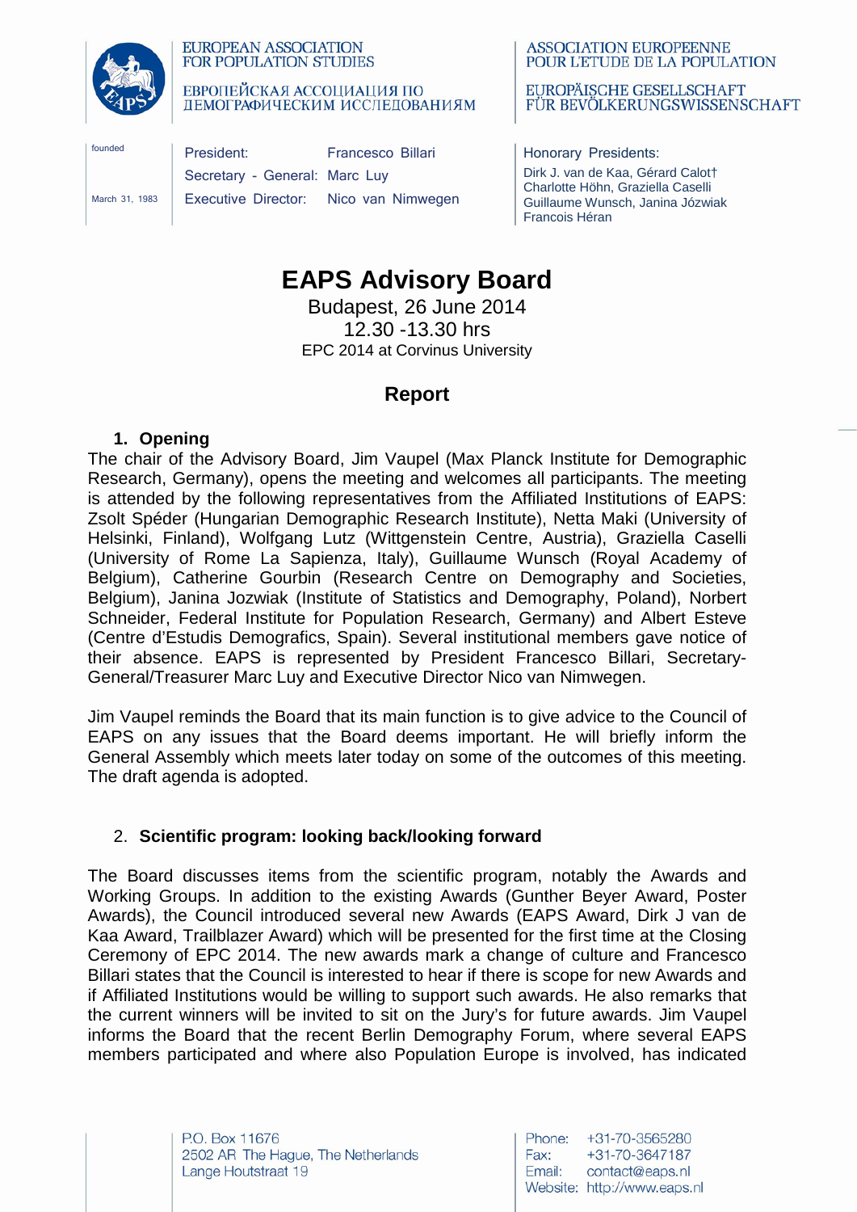EUROPEAN ASSOCIATION FOR POPULATION STUDIES

ЕВРОПЕЙСКАЯ АССОЦИАЦИЯ ПО ДЕМОГРАФИЧЕСКИМ ИССЛЕДОВАНИЯМ

ASSOCIATION EUROPEENNE POUR L'ETUDE DE LA POPULATION

EUROPÄISCHE GESELLSCHAFT FÜR BEVÖLKERUNGSWISSENSCHAFT

founded March 31, 1983

President: Francesco Billari
Secretary - General: Marc Luy
Executive Director: Nico van Nimwegen

Honorary Presidents:
Dirk J. van de Kaa, Gérard Calot†
Charlotte Höhn, Graziella Caselli
Guillaume Wunsch, Janina Józwiak
Francois Héran

# EAPS Advisory Board

Budapest, 26 June 2014
12.30 -13.30 hrs
EPC 2014 at Corvinus University

## Report

### 1. Opening

The chair of the Advisory Board, Jim Vaupel (Max Planck Institute for Demographic Research, Germany), opens the meeting and welcomes all participants. The meeting is attended by the following representatives from the Affiliated Institutions of EAPS: Zsolt Spéder (Hungarian Demographic Research Institute), Netta Maki (University of Helsinki, Finland), Wolfgang Lutz (Wittgenstein Centre, Austria), Graziella Caselli (University of Rome La Sapienza, Italy), Guillaume Wunsch (Royal Academy of Belgium), Catherine Gourbin (Research Centre on Demography and Societies, Belgium), Janina Jozwiak (Institute of Statistics and Demography, Poland), Norbert Schneider, Federal Institute for Population Research, Germany) and Albert Esteve (Centre d'Estudis Demografics, Spain). Several institutional members gave notice of their absence. EAPS is represented by President Francesco Billari, Secretary-General/Treasurer Marc Luy and Executive Director Nico van Nimwegen.

Jim Vaupel reminds the Board that its main function is to give advice to the Council of EAPS on any issues that the Board deems important. He will briefly inform the General Assembly which meets later today on some of the outcomes of this meeting. The draft agenda is adopted.

### 2. Scientific program: looking back/looking forward

The Board discusses items from the scientific program, notably the Awards and Working Groups. In addition to the existing Awards (Gunther Beyer Award, Poster Awards), the Council introduced several new Awards (EAPS Award, Dirk J van de Kaa Award, Trailblazer Award) which will be presented for the first time at the Closing Ceremony of EPC 2014. The new awards mark a change of culture and Francesco Billari states that the Council is interested to hear if there is scope for new Awards and if Affiliated Institutions would be willing to support such awards. He also remarks that the current winners will be invited to sit on the Jury's for future awards. Jim Vaupel informs the Board that the recent Berlin Demography Forum, where several EAPS members participated and where also Population Europe is involved, has indicated

P.O. Box 11676
2502 AR The Hague, The Netherlands
Lange Houtstraat 19

Phone: +31-70-3565280
Fax: +31-70-3647187
Email: contact@eaps.nl
Website: http://www.eaps.nl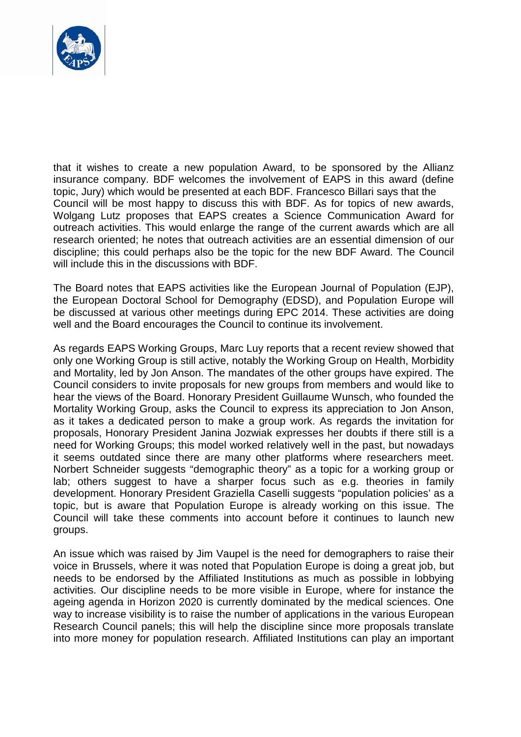that it wishes to create a new population Award, to be sponsored by the Allianz insurance company. BDF welcomes the involvement of EAPS in this award (define topic, Jury) which would be presented at each BDF. Francesco Billari says that the Council will be most happy to discuss this with BDF. As for topics of new awards, Wolgang Lutz proposes that EAPS creates a Science Communication Award for outreach activities. This would enlarge the range of the current awards which are all research oriented; he notes that outreach activities are an essential dimension of our discipline; this could perhaps also be the topic for the new BDF Award. The Council will include this in the discussions with BDF.

The Board notes that EAPS activities like the European Journal of Population (EJP), the European Doctoral School for Demography (EDSD), and Population Europe will be discussed at various other meetings during EPC 2014. These activities are doing well and the Board encourages the Council to continue its involvement.

As regards EAPS Working Groups, Marc Luy reports that a recent review showed that only one Working Group is still active, notably the Working Group on Health, Morbidity and Mortality, led by Jon Anson. The mandates of the other groups have expired. The Council considers to invite proposals for new groups from members and would like to hear the views of the Board. Honorary President Guillaume Wunsch, who founded the Mortality Working Group, asks the Council to express its appreciation to Jon Anson, as it takes a dedicated person to make a group work. As regards the invitation for proposals, Honorary President Janina Jozwiak expresses her doubts if there still is a need for Working Groups; this model worked relatively well in the past, but nowadays it seems outdated since there are many other platforms where researchers meet. Norbert Schneider suggests "demographic theory" as a topic for a working group or lab; others suggest to have a sharper focus such as e.g. theories in family development. Honorary President Graziella Caselli suggests "population policies' as a topic, but is aware that Population Europe is already working on this issue. The Council will take these comments into account before it continues to launch new groups.

An issue which was raised by Jim Vaupel is the need for demographers to raise their voice in Brussels, where it was noted that Population Europe is doing a great job, but needs to be endorsed by the Affiliated Institutions as much as possible in lobbying activities. Our discipline needs to be more visible in Europe, where for instance the ageing agenda in Horizon 2020 is currently dominated by the medical sciences. One way to increase visibility is to raise the number of applications in the various European Research Council panels; this will help the discipline since more proposals translate into more money for population research. Affiliated Institutions can play an important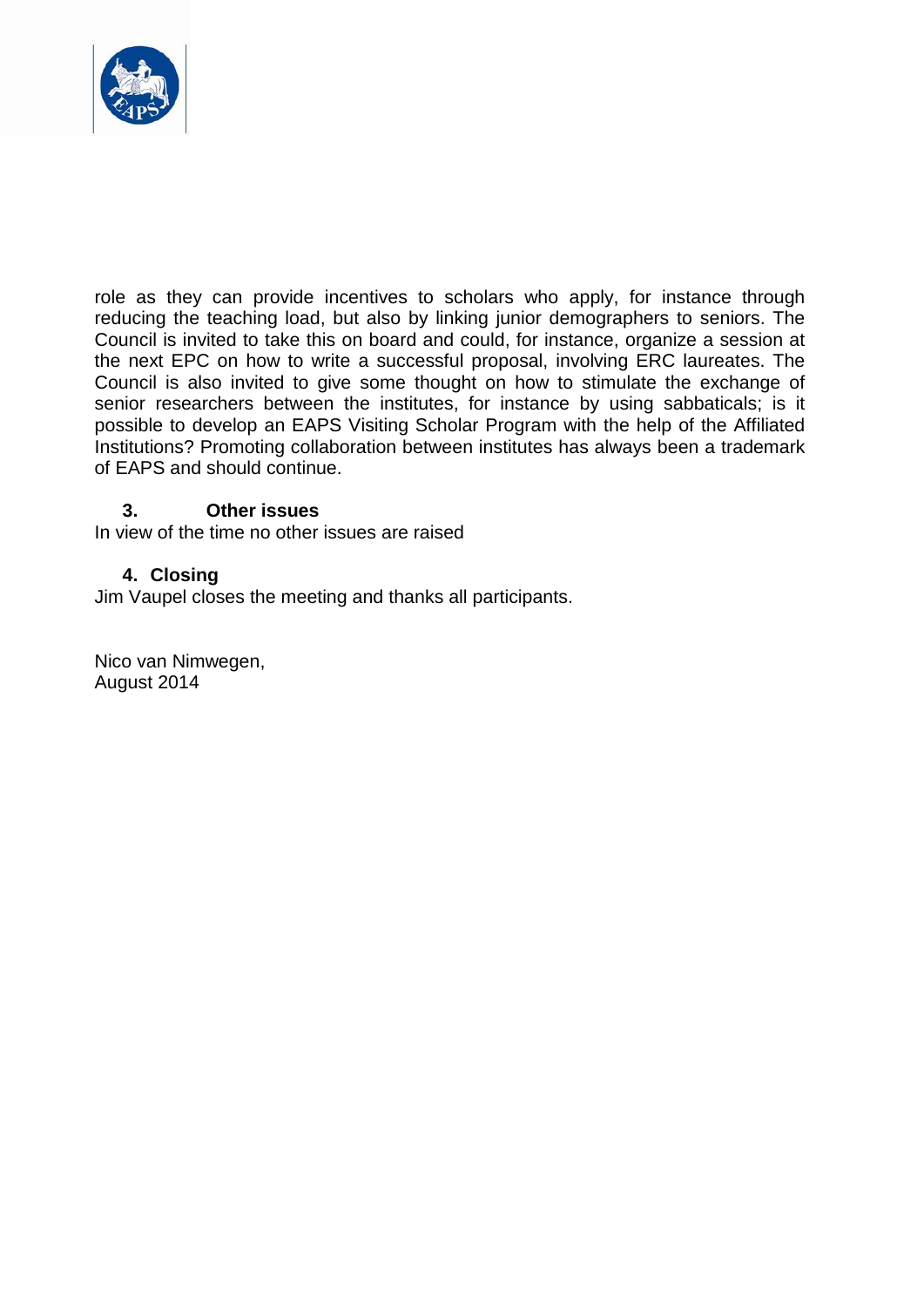role as they can provide incentives to scholars who apply, for instance through reducing the teaching load, but also by linking junior demographers to seniors. The Council is invited to take this on board and could, for instance, organize a session at the next EPC on how to write a successful proposal, involving ERC laureates. The Council is also invited to give some thought on how to stimulate the exchange of senior researchers between the institutes, for instance by using sabbaticals; is it possible to develop an EAPS Visiting Scholar Program with the help of the Affiliated Institutions? Promoting collaboration between institutes has always been a trademark of EAPS and should continue.

### 3. Other issues

In view of the time no other issues are raised

### 4. Closing

Jim Vaupel closes the meeting and thanks all participants.

Nico van Nimwegen,
August 2014